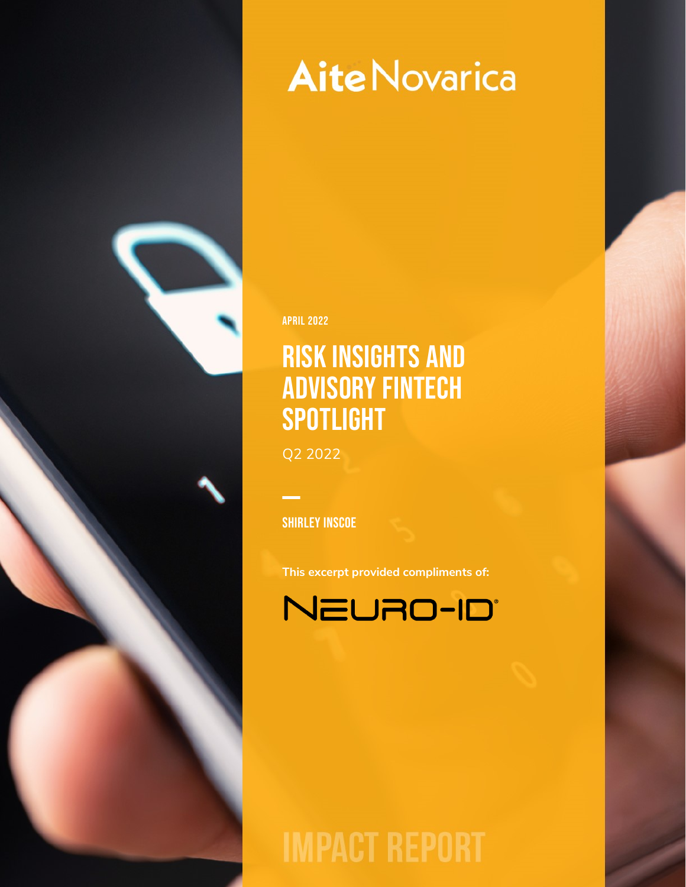AiteNovarica

APRIL 2022

# RISK INSIGHTS AND ADVISORY FINTECH SPOTLIGHT

Q2 2022

SHIRLEY INSCOE

**This excerpt provided compliments of:**

NEURO-ID®

IMPACT REPORT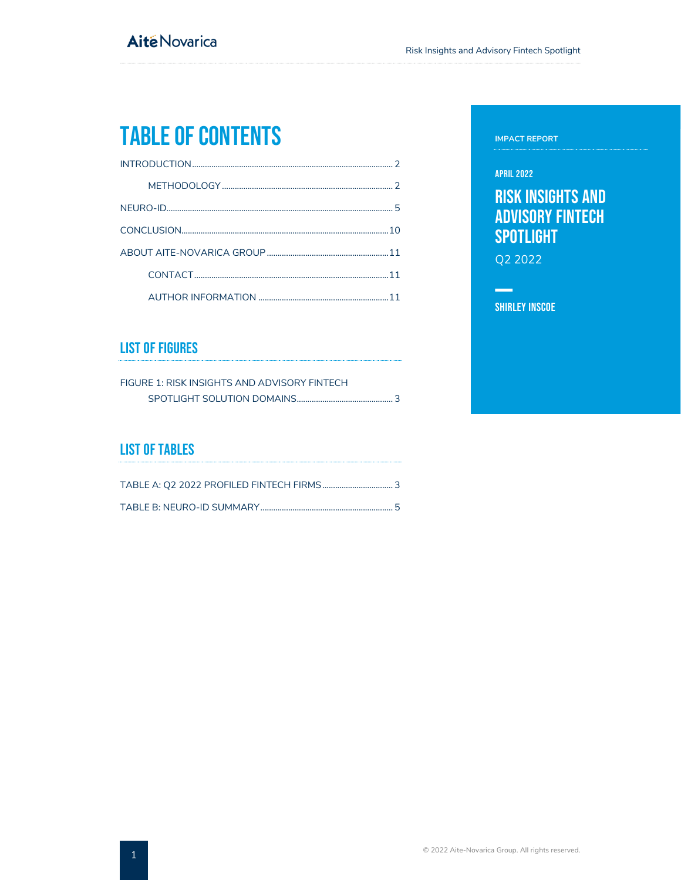# TABLE OF CONTENTS

INTRODUCTION ..... 2

  METHODOLOGY ..... 2

NEURO-ID ..... 5

CONCLUSION ..... 10

ABOUT AITE-NOVARICA GROUP ..... 11

  CONTACT ..... 11

  AUTHOR INFORMATION ..... 11

## LIST OF FIGURES

FIGURE 1: RISK INSIGHTS AND ADVISORY FINTECH SPOTLIGHT SOLUTION DOMAINS ..... 3

## LIST OF TABLES

TABLE A: Q2 2022 PROFILED FINTECH FIRMS ..... 3

TABLE B: NEURO-ID SUMMARY ..... 5

IMPACT REPORT

APRIL 2022

# RISK INSIGHTS AND ADVISORY FINTECH SPOTLIGHT

Q2 2022

SHIRLEY INSCOE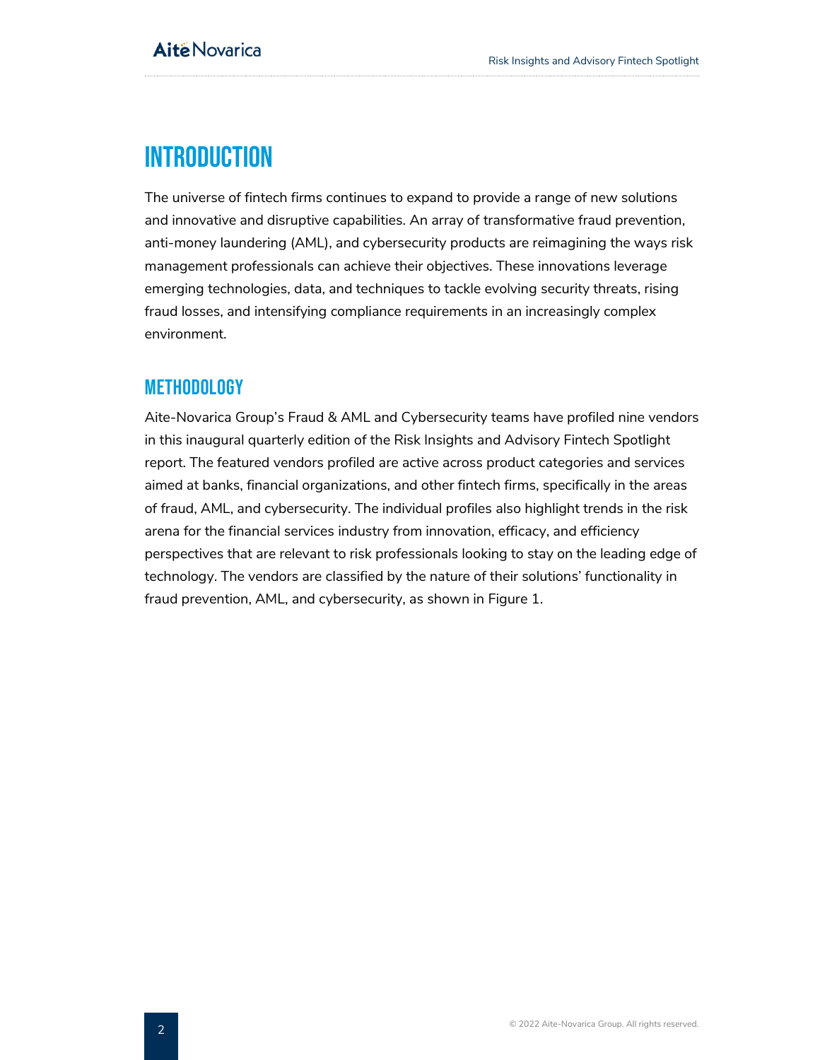# Introduction

The universe of fintech firms continues to expand to provide a range of new solutions and innovative and disruptive capabilities. An array of transformative fraud prevention, anti-money laundering (AML), and cybersecurity products are reimagining the ways risk management professionals can achieve their objectives. These innovations leverage emerging technologies, data, and techniques to tackle evolving security threats, rising fraud losses, and intensifying compliance requirements in an increasingly complex environment.

## Methodology

Aite-Novarica Group's Fraud & AML and Cybersecurity teams have profiled nine vendors in this inaugural quarterly edition of the Risk Insights and Advisory Fintech Spotlight report. The featured vendors profiled are active across product categories and services aimed at banks, financial organizations, and other fintech firms, specifically in the areas of fraud, AML, and cybersecurity. The individual profiles also highlight trends in the risk arena for the financial services industry from innovation, efficacy, and efficiency perspectives that are relevant to risk professionals looking to stay on the leading edge of technology. The vendors are classified by the nature of their solutions' functionality in fraud prevention, AML, and cybersecurity, as shown in Figure 1.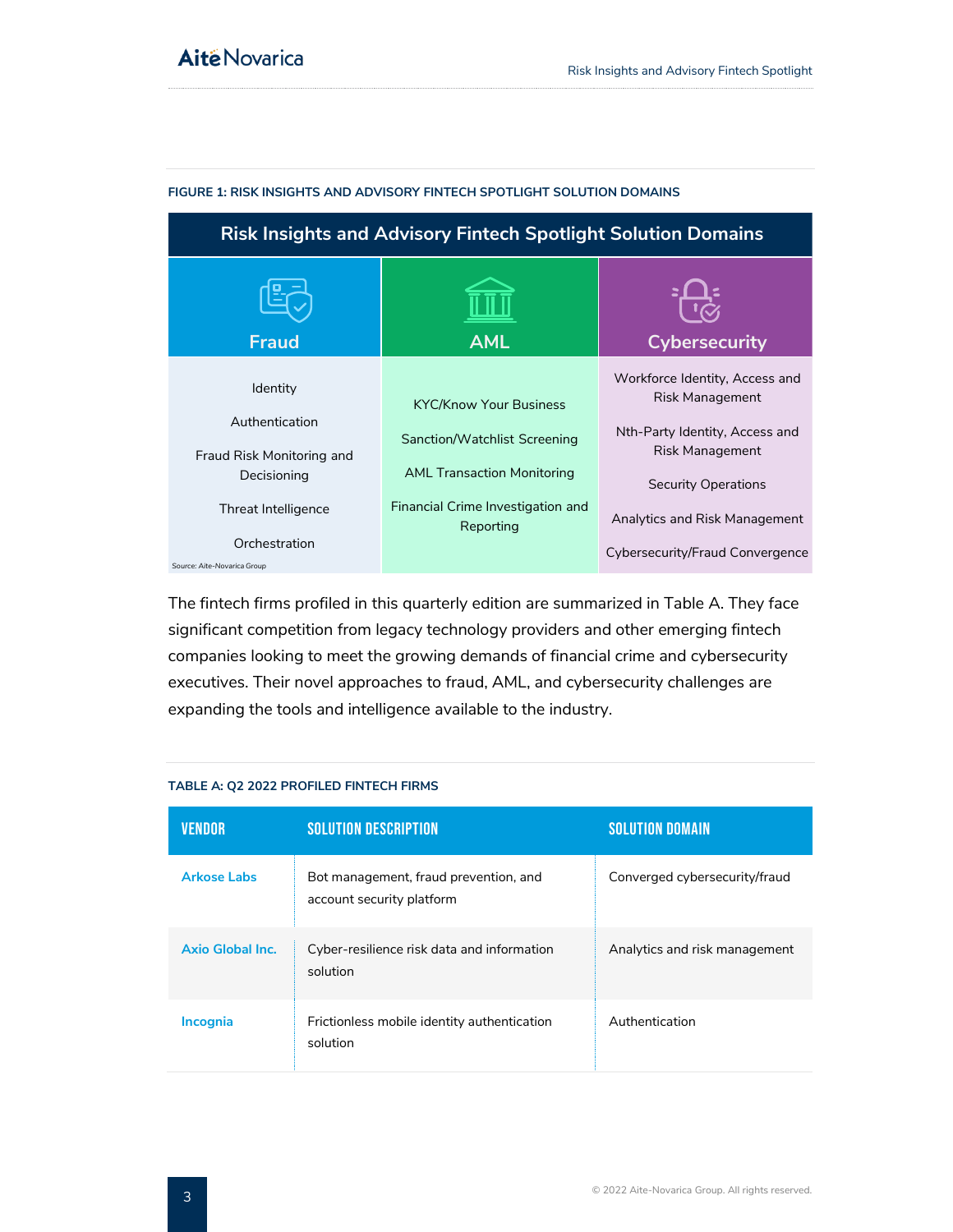**FIGURE 1: RISK INSIGHTS AND ADVISORY FINTECH SPOTLIGHT SOLUTION DOMAINS**

| Risk Insights and Advisory Fintech Spotlight Solution Domains | | |
|---|---|---|
| **Fraud** | **AML** | **Cybersecurity** |
| Identity | KYC/Know Your Business | Workforce Identity, Access and Risk Management |
| Authentication | Sanction/Watchlist Screening | Nth-Party Identity, Access and Risk Management |
| Fraud Risk Monitoring and Decisioning | AML Transaction Monitoring | Security Operations |
| Threat Intelligence | Financial Crime Investigation and Reporting | Analytics and Risk Management |
| Orchestration | | Cybersecurity/Fraud Convergence |

Source: Aite-Novarica Group

The fintech firms profiled in this quarterly edition are summarized in Table A. They face significant competition from legacy technology providers and other emerging fintech companies looking to meet the growing demands of financial crime and cybersecurity executives. Their novel approaches to fraud, AML, and cybersecurity challenges are expanding the tools and intelligence available to the industry.

**TABLE A: Q2 2022 PROFILED FINTECH FIRMS**

| VENDOR | SOLUTION DESCRIPTION | SOLUTION DOMAIN |
|---|---|---|
| Arkose Labs | Bot management, fraud prevention, and account security platform | Converged cybersecurity/fraud |
| Axio Global Inc. | Cyber-resilience risk data and information solution | Analytics and risk management |
| Incognia | Frictionless mobile identity authentication solution | Authentication |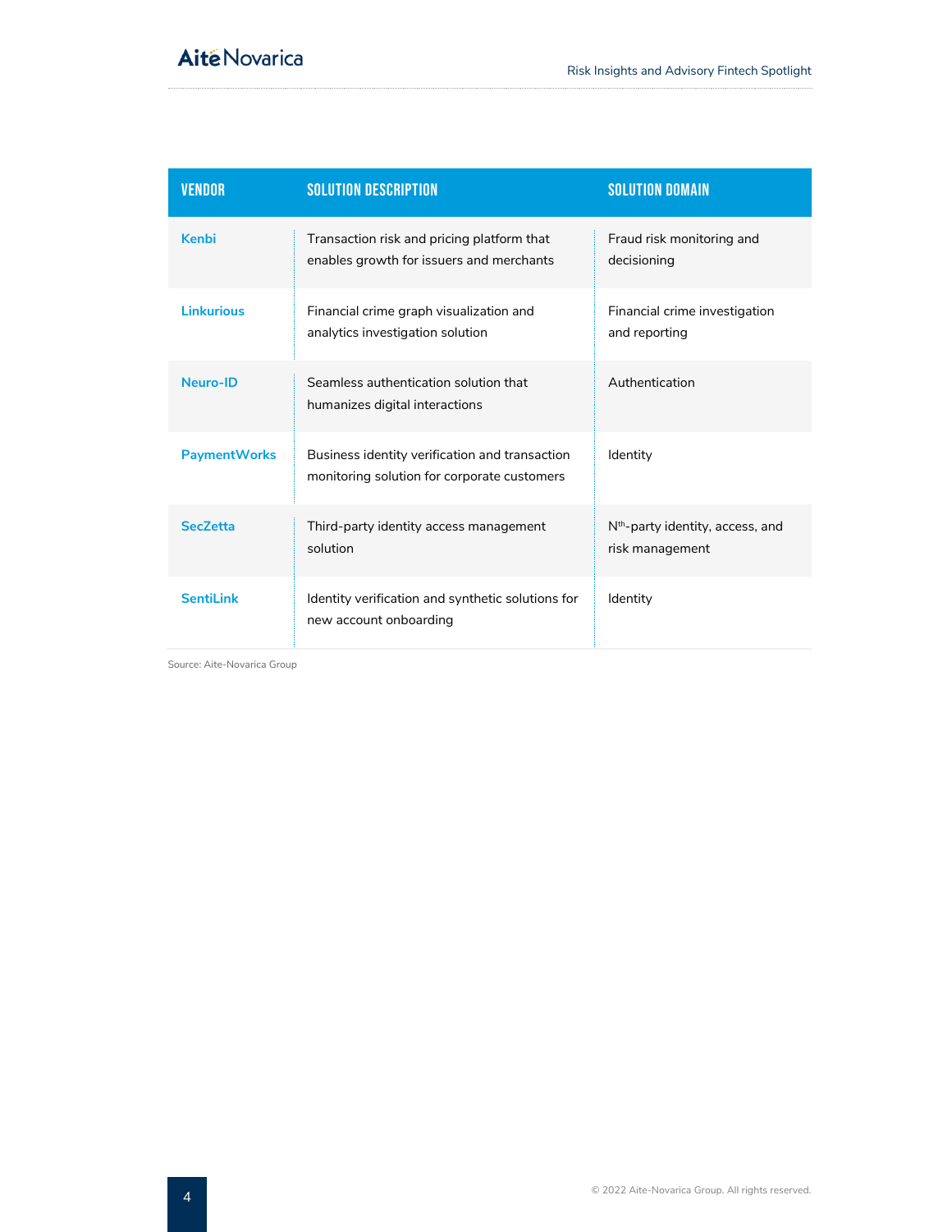| VENDOR | SOLUTION DESCRIPTION | SOLUTION DOMAIN |
|---|---|---|
| Kenbi | Transaction risk and pricing platform that enables growth for issuers and merchants | Fraud risk monitoring and decisioning |
| Linkurious | Financial crime graph visualization and analytics investigation solution | Financial crime investigation and reporting |
| Neuro-ID | Seamless authentication solution that humanizes digital interactions | Authentication |
| PaymentWorks | Business identity verification and transaction monitoring solution for corporate customers | Identity |
| SecZetta | Third-party identity access management solution | $N^{th}$-party identity, access, and risk management |
| SentiLink | Identity verification and synthetic solutions for new account onboarding | Identity |

Source: Aite-Novarica Group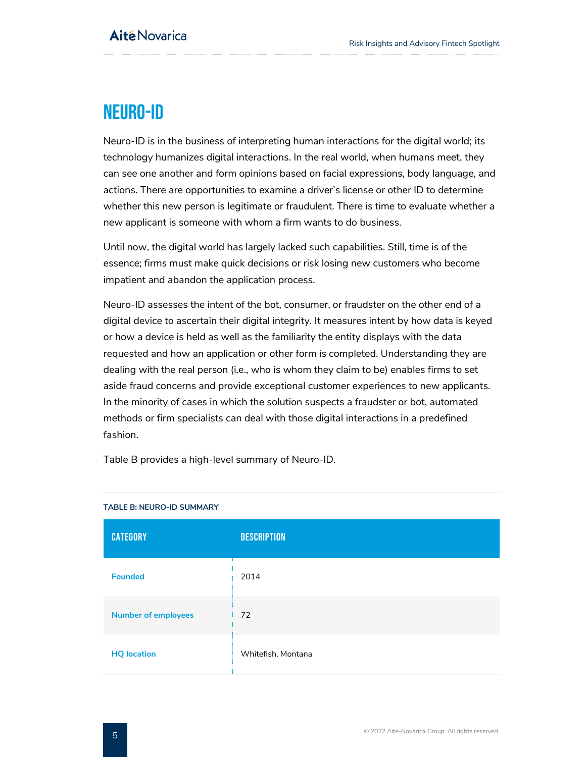# Neuro-ID

Neuro-ID is in the business of interpreting human interactions for the digital world; its technology humanizes digital interactions. In the real world, when humans meet, they can see one another and form opinions based on facial expressions, body language, and actions. There are opportunities to examine a driver's license or other ID to determine whether this new person is legitimate or fraudulent. There is time to evaluate whether a new applicant is someone with whom a firm wants to do business.

Until now, the digital world has largely lacked such capabilities. Still, time is of the essence; firms must make quick decisions or risk losing new customers who become impatient and abandon the application process.

Neuro-ID assesses the intent of the bot, consumer, or fraudster on the other end of a digital device to ascertain their digital integrity. It measures intent by how data is keyed or how a device is held as well as the familiarity the entity displays with the data requested and how an application or other form is completed. Understanding they are dealing with the real person (i.e., who is whom they claim to be) enables firms to set aside fraud concerns and provide exceptional customer experiences to new applicants. In the minority of cases in which the solution suspects a fraudster or bot, automated methods or firm specialists can deal with those digital interactions in a predefined fashion.

Table B provides a high-level summary of Neuro-ID.

**TABLE B: NEURO-ID SUMMARY**

| Category | Description |
|---|---|
| **Founded** | 2014 |
| **Number of employees** | 72 |
| **HQ location** | Whitefish, Montana |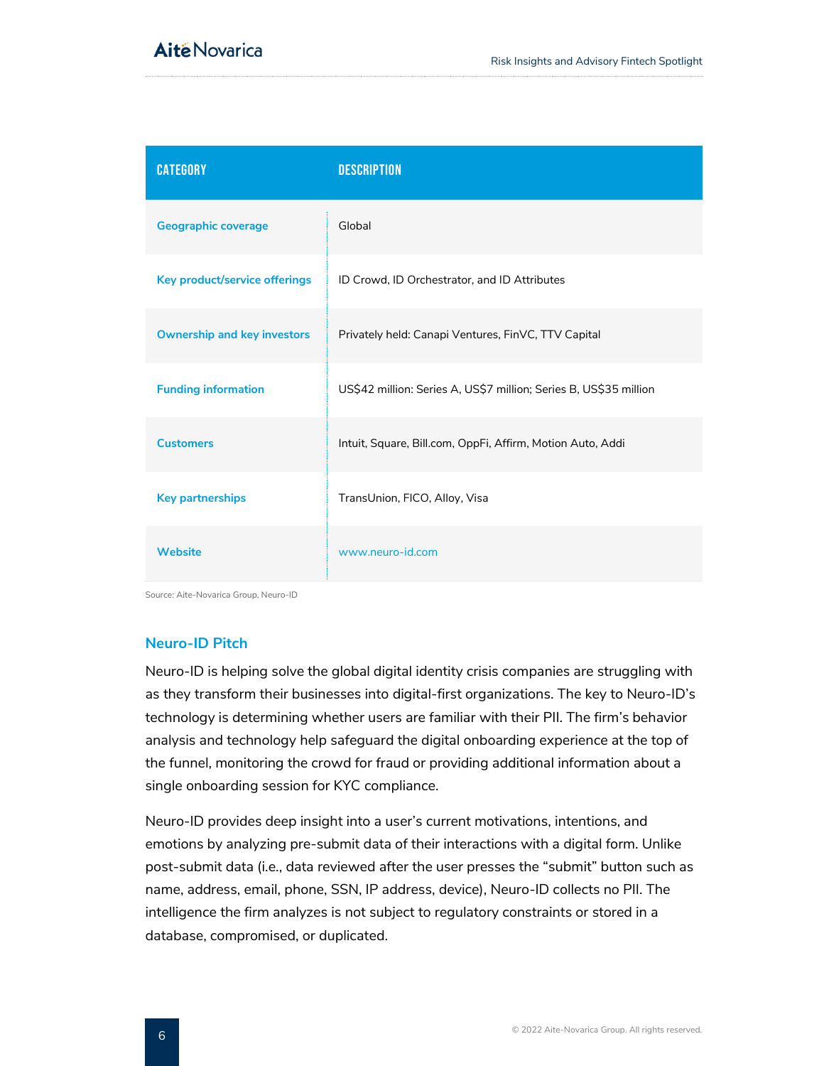| Category | Description |
| --- | --- |
| Geographic coverage | Global |
| Key product/service offerings | ID Crowd, ID Orchestrator, and ID Attributes |
| Ownership and key investors | Privately held: Canapi Ventures, FinVC, TTV Capital |
| Funding information | US$42 million: Series A, US$7 million; Series B, US$35 million |
| Customers | Intuit, Square, Bill.com, OppFi, Affirm, Motion Auto, Addi |
| Key partnerships | TransUnion, FICO, Alloy, Visa |
| Website | www.neuro-id.com |

Source: Aite-Novarica Group, Neuro-ID

## Neuro-ID Pitch

Neuro-ID is helping solve the global digital identity crisis companies are struggling with as they transform their businesses into digital-first organizations. The key to Neuro-ID's technology is determining whether users are familiar with their PII. The firm's behavior analysis and technology help safeguard the digital onboarding experience at the top of the funnel, monitoring the crowd for fraud or providing additional information about a single onboarding session for KYC compliance.

Neuro-ID provides deep insight into a user's current motivations, intentions, and emotions by analyzing pre-submit data of their interactions with a digital form. Unlike post-submit data (i.e., data reviewed after the user presses the "submit" button such as name, address, email, phone, SSN, IP address, device), Neuro-ID collects no PII. The intelligence the firm analyzes is not subject to regulatory constraints or stored in a database, compromised, or duplicated.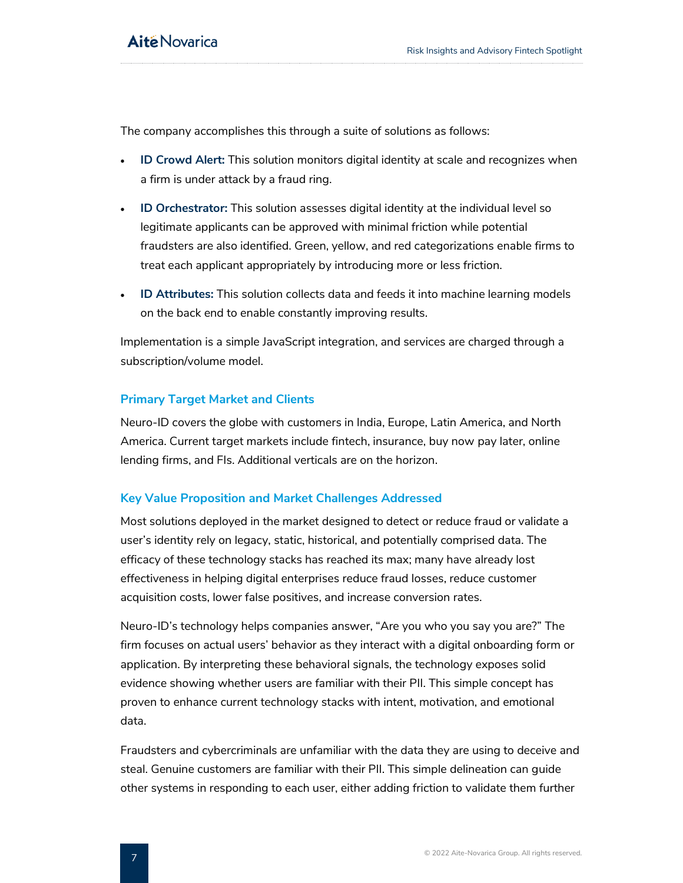The company accomplishes this through a suite of solutions as follows:

- **ID Crowd Alert:** This solution monitors digital identity at scale and recognizes when a firm is under attack by a fraud ring.
- **ID Orchestrator:** This solution assesses digital identity at the individual level so legitimate applicants can be approved with minimal friction while potential fraudsters are also identified. Green, yellow, and red categorizations enable firms to treat each applicant appropriately by introducing more or less friction.
- **ID Attributes:** This solution collects data and feeds it into machine learning models on the back end to enable constantly improving results.

Implementation is a simple JavaScript integration, and services are charged through a subscription/volume model.

### Primary Target Market and Clients

Neuro-ID covers the globe with customers in India, Europe, Latin America, and North America. Current target markets include fintech, insurance, buy now pay later, online lending firms, and FIs. Additional verticals are on the horizon.

### Key Value Proposition and Market Challenges Addressed

Most solutions deployed in the market designed to detect or reduce fraud or validate a user's identity rely on legacy, static, historical, and potentially comprised data. The efficacy of these technology stacks has reached its max; many have already lost effectiveness in helping digital enterprises reduce fraud losses, reduce customer acquisition costs, lower false positives, and increase conversion rates.

Neuro-ID's technology helps companies answer, "Are you who you say you are?" The firm focuses on actual users' behavior as they interact with a digital onboarding form or application. By interpreting these behavioral signals, the technology exposes solid evidence showing whether users are familiar with their PII. This simple concept has proven to enhance current technology stacks with intent, motivation, and emotional data.

Fraudsters and cybercriminals are unfamiliar with the data they are using to deceive and steal. Genuine customers are familiar with their PII. This simple delineation can guide other systems in responding to each user, either adding friction to validate them further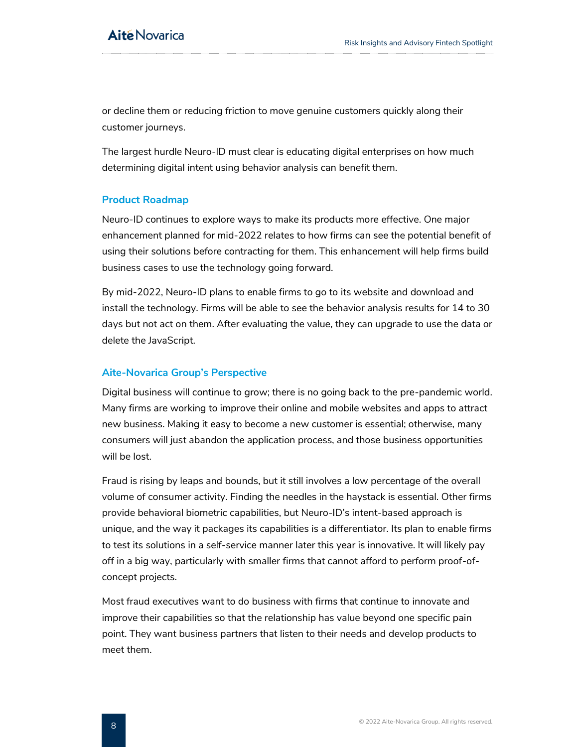or decline them or reducing friction to move genuine customers quickly along their customer journeys.

The largest hurdle Neuro-ID must clear is educating digital enterprises on how much determining digital intent using behavior analysis can benefit them.

### Product Roadmap

Neuro-ID continues to explore ways to make its products more effective. One major enhancement planned for mid-2022 relates to how firms can see the potential benefit of using their solutions before contracting for them. This enhancement will help firms build business cases to use the technology going forward.

By mid-2022, Neuro-ID plans to enable firms to go to its website and download and install the technology. Firms will be able to see the behavior analysis results for 14 to 30 days but not act on them. After evaluating the value, they can upgrade to use the data or delete the JavaScript.

### Aite-Novarica Group's Perspective

Digital business will continue to grow; there is no going back to the pre-pandemic world. Many firms are working to improve their online and mobile websites and apps to attract new business. Making it easy to become a new customer is essential; otherwise, many consumers will just abandon the application process, and those business opportunities will be lost.

Fraud is rising by leaps and bounds, but it still involves a low percentage of the overall volume of consumer activity. Finding the needles in the haystack is essential. Other firms provide behavioral biometric capabilities, but Neuro-ID's intent-based approach is unique, and the way it packages its capabilities is a differentiator. Its plan to enable firms to test its solutions in a self-service manner later this year is innovative. It will likely pay off in a big way, particularly with smaller firms that cannot afford to perform proof-of-concept projects.

Most fraud executives want to do business with firms that continue to innovate and improve their capabilities so that the relationship has value beyond one specific pain point. They want business partners that listen to their needs and develop products to meet them.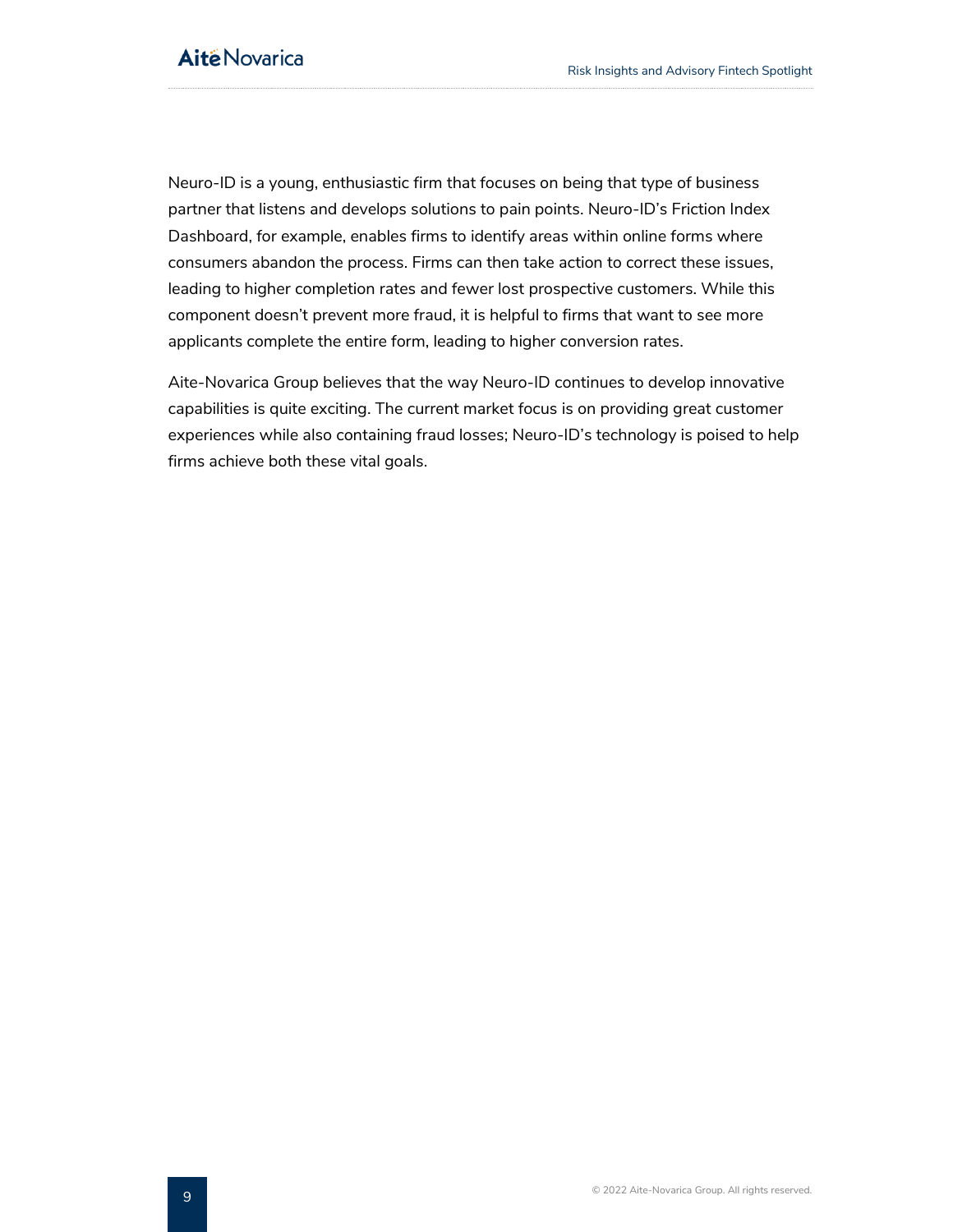Neuro-ID is a young, enthusiastic firm that focuses on being that type of business partner that listens and develops solutions to pain points. Neuro-ID's Friction Index Dashboard, for example, enables firms to identify areas within online forms where consumers abandon the process. Firms can then take action to correct these issues, leading to higher completion rates and fewer lost prospective customers. While this component doesn't prevent more fraud, it is helpful to firms that want to see more applicants complete the entire form, leading to higher conversion rates.

Aite-Novarica Group believes that the way Neuro-ID continues to develop innovative capabilities is quite exciting. The current market focus is on providing great customer experiences while also containing fraud losses; Neuro-ID's technology is poised to help firms achieve both these vital goals.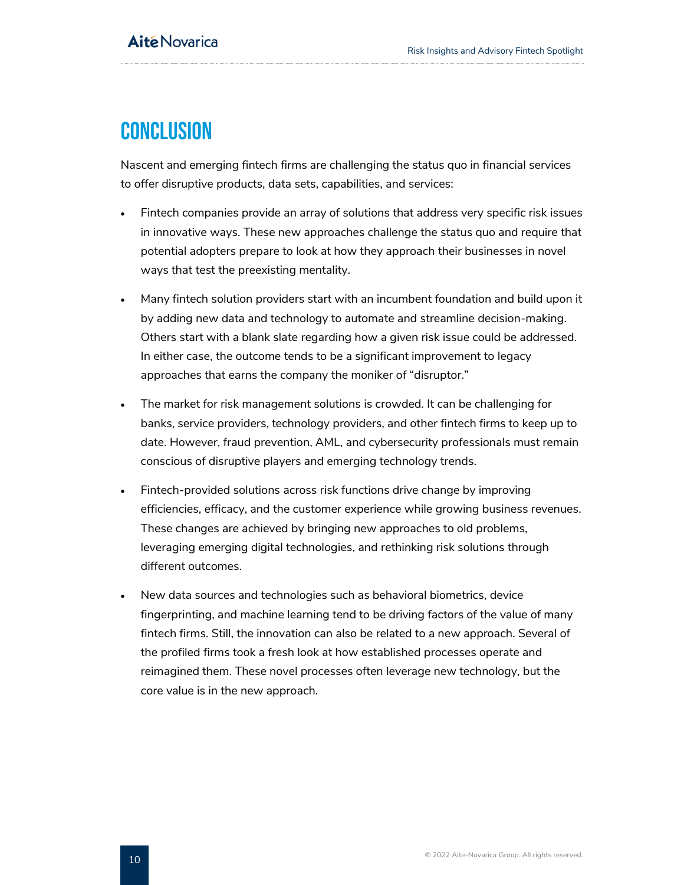# CONCLUSION

Nascent and emerging fintech firms are challenging the status quo in financial services to offer disruptive products, data sets, capabilities, and services:

- Fintech companies provide an array of solutions that address very specific risk issues in innovative ways. These new approaches challenge the status quo and require that potential adopters prepare to look at how they approach their businesses in novel ways that test the preexisting mentality.
- Many fintech solution providers start with an incumbent foundation and build upon it by adding new data and technology to automate and streamline decision-making. Others start with a blank slate regarding how a given risk issue could be addressed. In either case, the outcome tends to be a significant improvement to legacy approaches that earns the company the moniker of "disruptor."
- The market for risk management solutions is crowded. It can be challenging for banks, service providers, technology providers, and other fintech firms to keep up to date. However, fraud prevention, AML, and cybersecurity professionals must remain conscious of disruptive players and emerging technology trends.
- Fintech-provided solutions across risk functions drive change by improving efficiencies, efficacy, and the customer experience while growing business revenues. These changes are achieved by bringing new approaches to old problems, leveraging emerging digital technologies, and rethinking risk solutions through different outcomes.
- New data sources and technologies such as behavioral biometrics, device fingerprinting, and machine learning tend to be driving factors of the value of many fintech firms. Still, the innovation can also be related to a new approach. Several of the profiled firms took a fresh look at how established processes operate and reimagined them. These novel processes often leverage new technology, but the core value is in the new approach.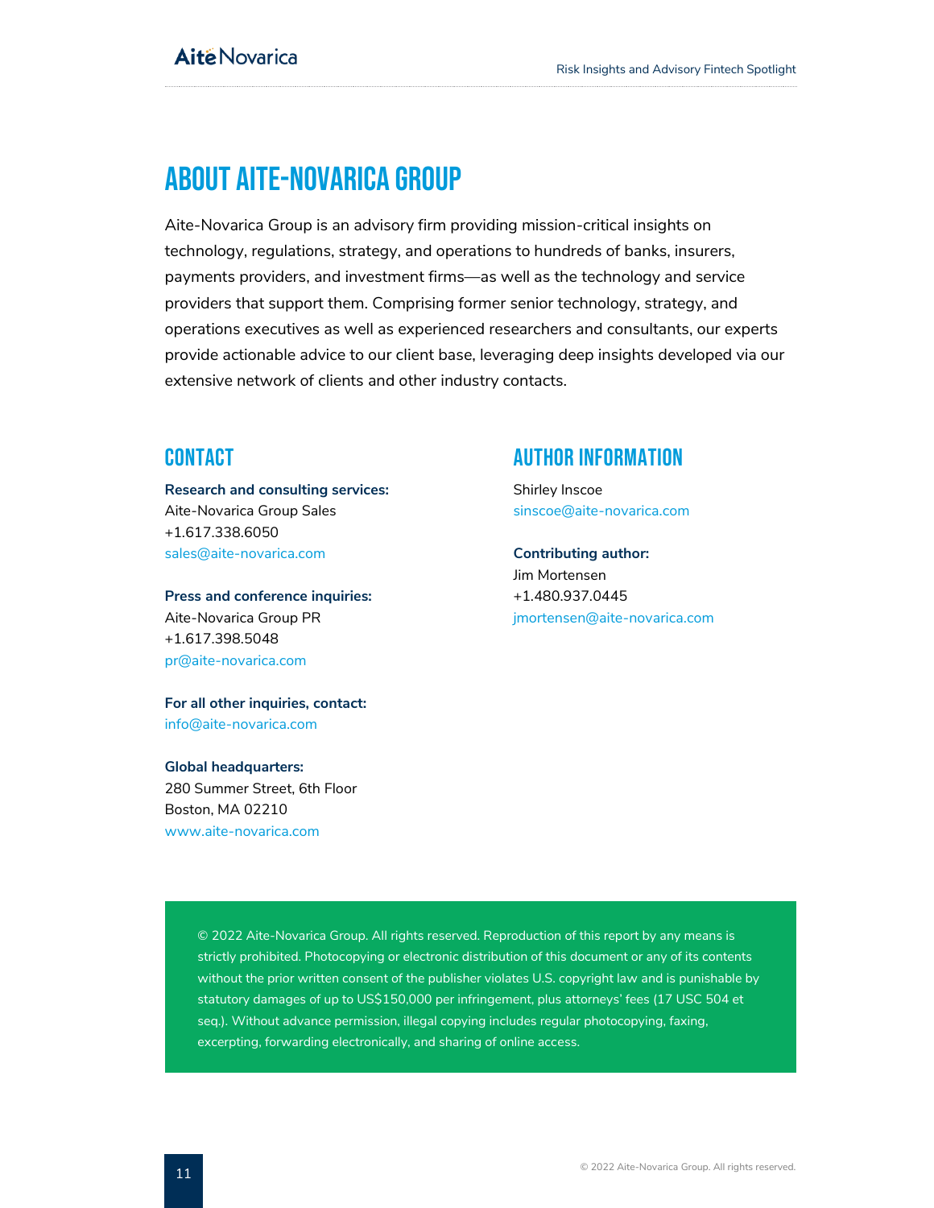## ABOUT AITE-NOVARICA GROUP

Aite-Novarica Group is an advisory firm providing mission-critical insights on technology, regulations, strategy, and operations to hundreds of banks, insurers, payments providers, and investment firms—as well as the technology and service providers that support them. Comprising former senior technology, strategy, and operations executives as well as experienced researchers and consultants, our experts provide actionable advice to our client base, leveraging deep insights developed via our extensive network of clients and other industry contacts.

### CONTACT

**Research and consulting services:**
Aite-Novarica Group Sales
+1.617.338.6050
sales@aite-novarica.com

**Press and conference inquiries:**
Aite-Novarica Group PR
+1.617.398.5048
pr@aite-novarica.com

**For all other inquiries, contact:**
info@aite-novarica.com

**Global headquarters:**
280 Summer Street, 6th Floor
Boston, MA 02210
www.aite-novarica.com

### AUTHOR INFORMATION

Shirley Inscoe
sinscoe@aite-novarica.com

**Contributing author:**
Jim Mortensen
+1.480.937.0445
jmortensen@aite-novarica.com

© 2022 Aite-Novarica Group. All rights reserved. Reproduction of this report by any means is strictly prohibited. Photocopying or electronic distribution of this document or any of its contents without the prior written consent of the publisher violates U.S. copyright law and is punishable by statutory damages of up to US$150,000 per infringement, plus attorneys' fees (17 USC 504 et seq.). Without advance permission, illegal copying includes regular photocopying, faxing, excerpting, forwarding electronically, and sharing of online access.